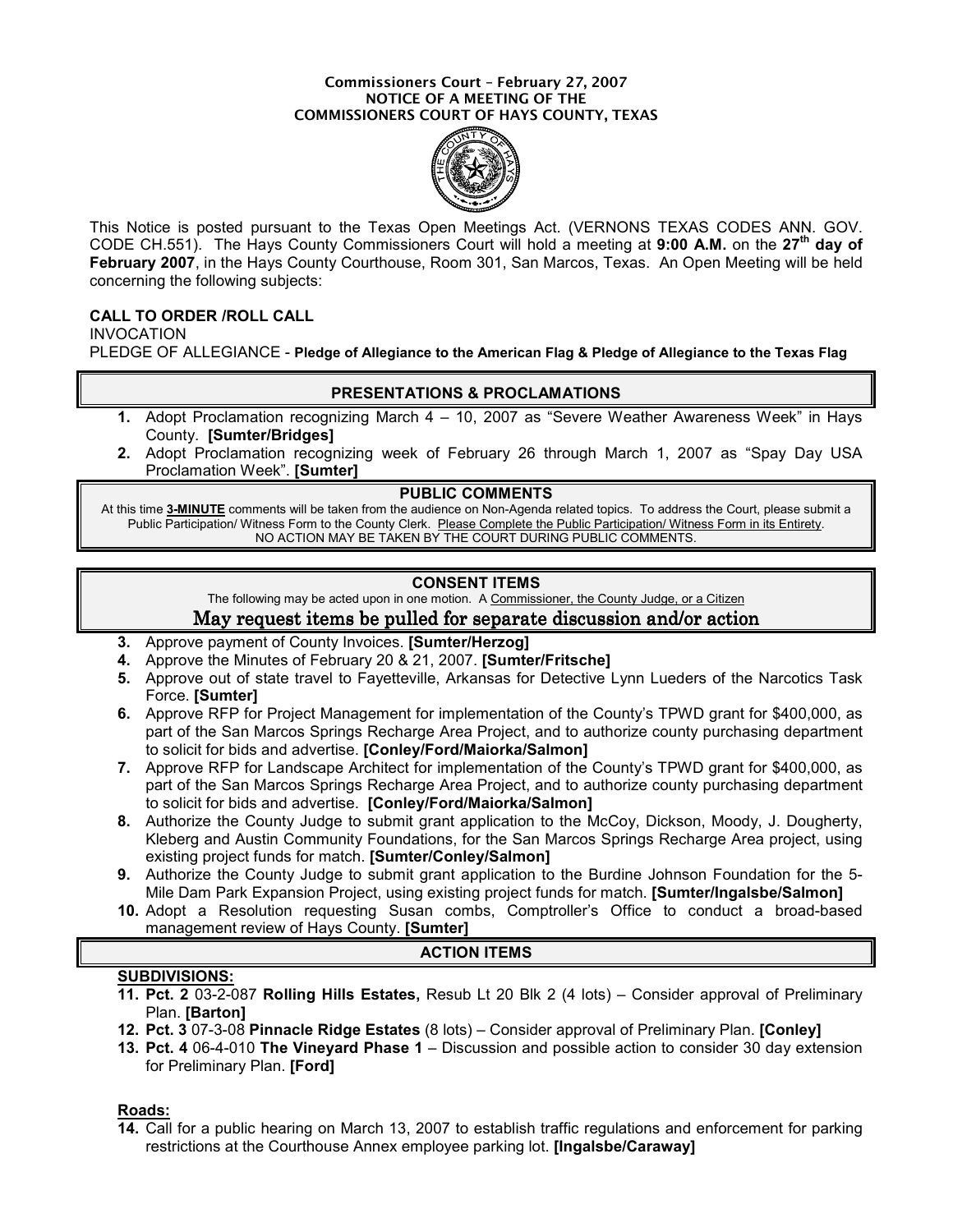# Commissioners Court – February 27, 2007

## NOTICE OF A MEETING OF THE COMMISSIONERS COURT OF HAYS COUNTY, TEXAS

This Notice is posted pursuant to the Texas Open Meetings Act. (VERNONS TEXAS CODES ANN. GOV. CODE CH.551). The Hays County Commissioners Court will hold a meeting at **9:00 A.M.** on the **27th day of February 2007**, in the Hays County Courthouse, Room 301, San Marcos, Texas. An Open Meeting will be held concerning the following subjects:

**CALL TO ORDER /ROLL CALL**

INVOCATION

PLEDGE OF ALLEGIANCE - **Pledge of Allegiance to the American Flag & Pledge of Allegiance to the Texas Flag**

## PRESENTATIONS & PROCLAMATIONS

1. Adopt Proclamation recognizing March 4 – 10, 2007 as "Severe Weather Awareness Week" in Hays County. **[Sumter/Bridges]**
2. Adopt Proclamation recognizing week of February 26 through March 1, 2007 as "Spay Day USA Proclamation Week". **[Sumter]**

## PUBLIC COMMENTS

At this time **3-MINUTE** comments will be taken from the audience on Non-Agenda related topics. To address the Court, please submit a Public Participation/ Witness Form to the County Clerk. Please Complete the Public Participation/ Witness Form in its Entirety. NO ACTION MAY BE TAKEN BY THE COURT DURING PUBLIC COMMENTS.

## CONSENT ITEMS

The following may be acted upon in one motion. A Commissioner, the County Judge, or a Citizen

**May request items be pulled for separate discussion and/or action**

3. Approve payment of County Invoices. **[Sumter/Herzog]**
4. Approve the Minutes of February 20 & 21, 2007. **[Sumter/Fritsche]**
5. Approve out of state travel to Fayetteville, Arkansas for Detective Lynn Lueders of the Narcotics Task Force. **[Sumter]**
6. Approve RFP for Project Management for implementation of the County's TPWD grant for $400,000, as part of the San Marcos Springs Recharge Area Project, and to authorize county purchasing department to solicit for bids and advertise. **[Conley/Ford/Maiorka/Salmon]**
7. Approve RFP for Landscape Architect for implementation of the County's TPWD grant for $400,000, as part of the San Marcos Springs Recharge Area Project, and to authorize county purchasing department to solicit for bids and advertise. **[Conley/Ford/Maiorka/Salmon]**
8. Authorize the County Judge to submit grant application to the McCoy, Dickson, Moody, J. Dougherty, Kleberg and Austin Community Foundations, for the San Marcos Springs Recharge Area project, using existing project funds for match. **[Sumter/Conley/Salmon]**
9. Authorize the County Judge to submit grant application to the Burdine Johnson Foundation for the 5-Mile Dam Park Expansion Project, using existing project funds for match. **[Sumter/Ingalsbe/Salmon]**
10. Adopt a Resolution requesting Susan combs, Comptroller's Office to conduct a broad-based management review of Hays County. **[Sumter]**

## ACTION ITEMS

**SUBDIVISIONS:**

11. **Pct. 2** 03-2-087 **Rolling Hills Estates,** Resub Lt 20 Blk 2 (4 lots) – Consider approval of Preliminary Plan. **[Barton]**
12. **Pct. 3** 07-3-08 **Pinnacle Ridge Estates** (8 lots) – Consider approval of Preliminary Plan. **[Conley]**
13. **Pct. 4** 06-4-010 **The Vineyard Phase 1** – Discussion and possible action to consider 30 day extension for Preliminary Plan. **[Ford]**

**Roads:**

14. Call for a public hearing on March 13, 2007 to establish traffic regulations and enforcement for parking restrictions at the Courthouse Annex employee parking lot. **[Ingalsbe/Caraway]**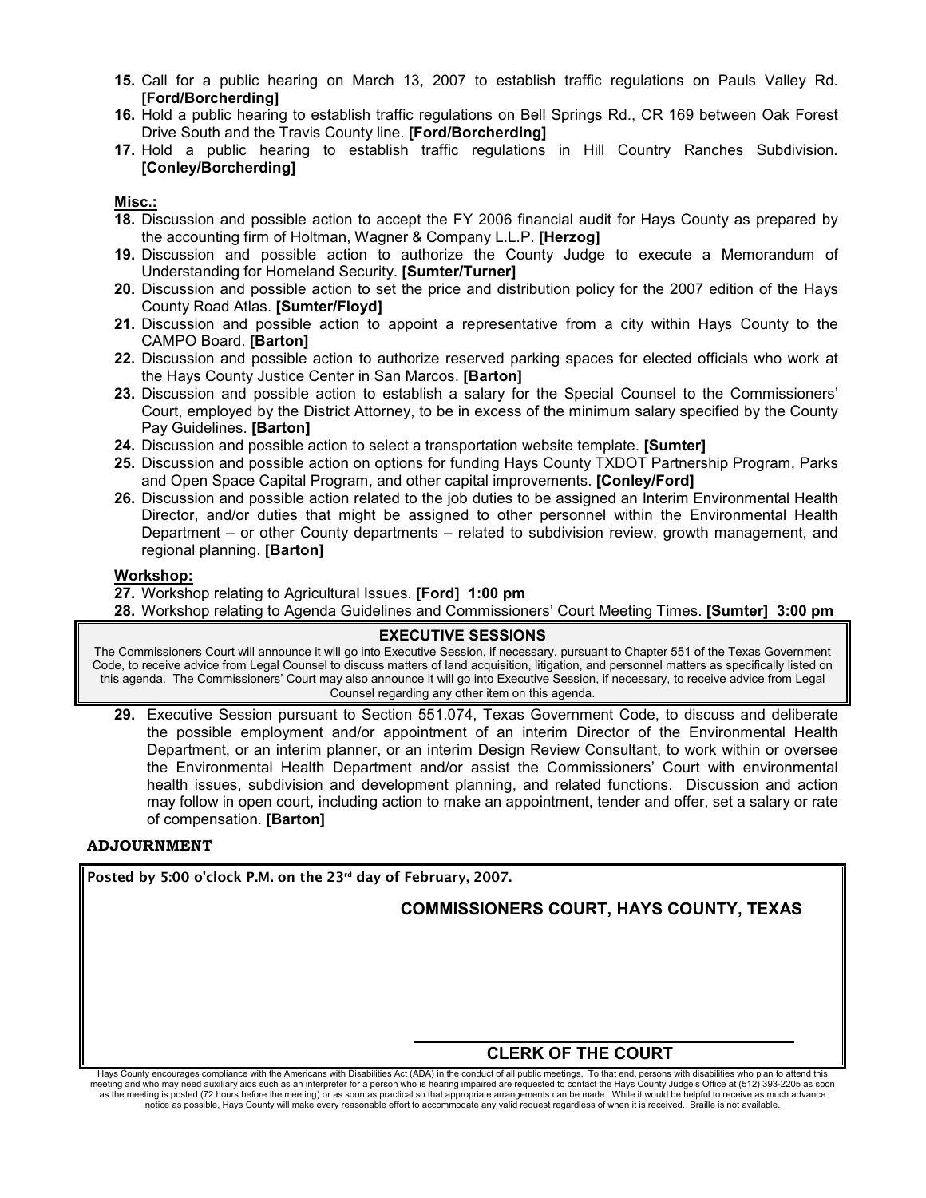15. Call for a public hearing on March 13, 2007 to establish traffic regulations on Pauls Valley Rd. **[Ford/Borcherding]**
16. Hold a public hearing to establish traffic regulations on Bell Springs Rd., CR 169 between Oak Forest Drive South and the Travis County line. **[Ford/Borcherding]**
17. Hold a public hearing to establish traffic regulations in Hill Country Ranches Subdivision. **[Conley/Borcherding]**

**Misc.:**

18. Discussion and possible action to accept the FY 2006 financial audit for Hays County as prepared by the accounting firm of Holtman, Wagner & Company L.L.P. **[Herzog]**
19. Discussion and possible action to authorize the County Judge to execute a Memorandum of Understanding for Homeland Security. **[Sumter/Turner]**
20. Discussion and possible action to set the price and distribution policy for the 2007 edition of the Hays County Road Atlas. **[Sumter/Floyd]**
21. Discussion and possible action to appoint a representative from a city within Hays County to the CAMPO Board. **[Barton]**
22. Discussion and possible action to authorize reserved parking spaces for elected officials who work at the Hays County Justice Center in San Marcos. **[Barton]**
23. Discussion and possible action to establish a salary for the Special Counsel to the Commissioners' Court, employed by the District Attorney, to be in excess of the minimum salary specified by the County Pay Guidelines. **[Barton]**
24. Discussion and possible action to select a transportation website template. **[Sumter]**
25. Discussion and possible action on options for funding Hays County TXDOT Partnership Program, Parks and Open Space Capital Program, and other capital improvements. **[Conley/Ford]**
26. Discussion and possible action related to the job duties to be assigned an Interim Environmental Health Director, and/or duties that might be assigned to other personnel within the Environmental Health Department – or other County departments – related to subdivision review, growth management, and regional planning. **[Barton]**

**Workshop:**

27. Workshop relating to Agricultural Issues. **[Ford] 1:00 pm**
28. Workshop relating to Agenda Guidelines and Commissioners' Court Meeting Times. **[Sumter] 3:00 pm**

**EXECUTIVE SESSIONS**

The Commissioners Court will announce it will go into Executive Session, if necessary, pursuant to Chapter 551 of the Texas Government Code, to receive advice from Legal Counsel to discuss matters of land acquisition, litigation, and personnel matters as specifically listed on this agenda. The Commissioners' Court may also announce it will go into Executive Session, if necessary, to receive advice from Legal Counsel regarding any other item on this agenda.

29. Executive Session pursuant to Section 551.074, Texas Government Code, to discuss and deliberate the possible employment and/or appointment of an interim Director of the Environmental Health Department, or an interim planner, or an interim Design Review Consultant, to work within or oversee the Environmental Health Department and/or assist the Commissioners' Court with environmental health issues, subdivision and development planning, and related functions. Discussion and action may follow in open court, including action to make an appointment, tender and offer, set a salary or rate of compensation. **[Barton]**

**ADJOURNMENT**

**Posted by 5:00 o'clock P.M. on the 23rd day of February, 2007.**

**COMMISSIONERS COURT, HAYS COUNTY, TEXAS**

**CLERK OF THE COURT**

Hays County encourages compliance with the Americans with Disabilities Act (ADA) in the conduct of all public meetings. To that end, persons with disabilities who plan to attend this meeting and who may need auxiliary aids such as an interpreter for a person who is hearing impaired are requested to contact the Hays County Judge's Office at (512) 393-2205 as soon as the meeting is posted (72 hours before the meeting) or as soon as practical so that appropriate arrangements can be made. While it would be helpful to receive as much advance notice as possible, Hays County will make every reasonable effort to accommodate any valid request regardless of when it is received. Braille is not available.